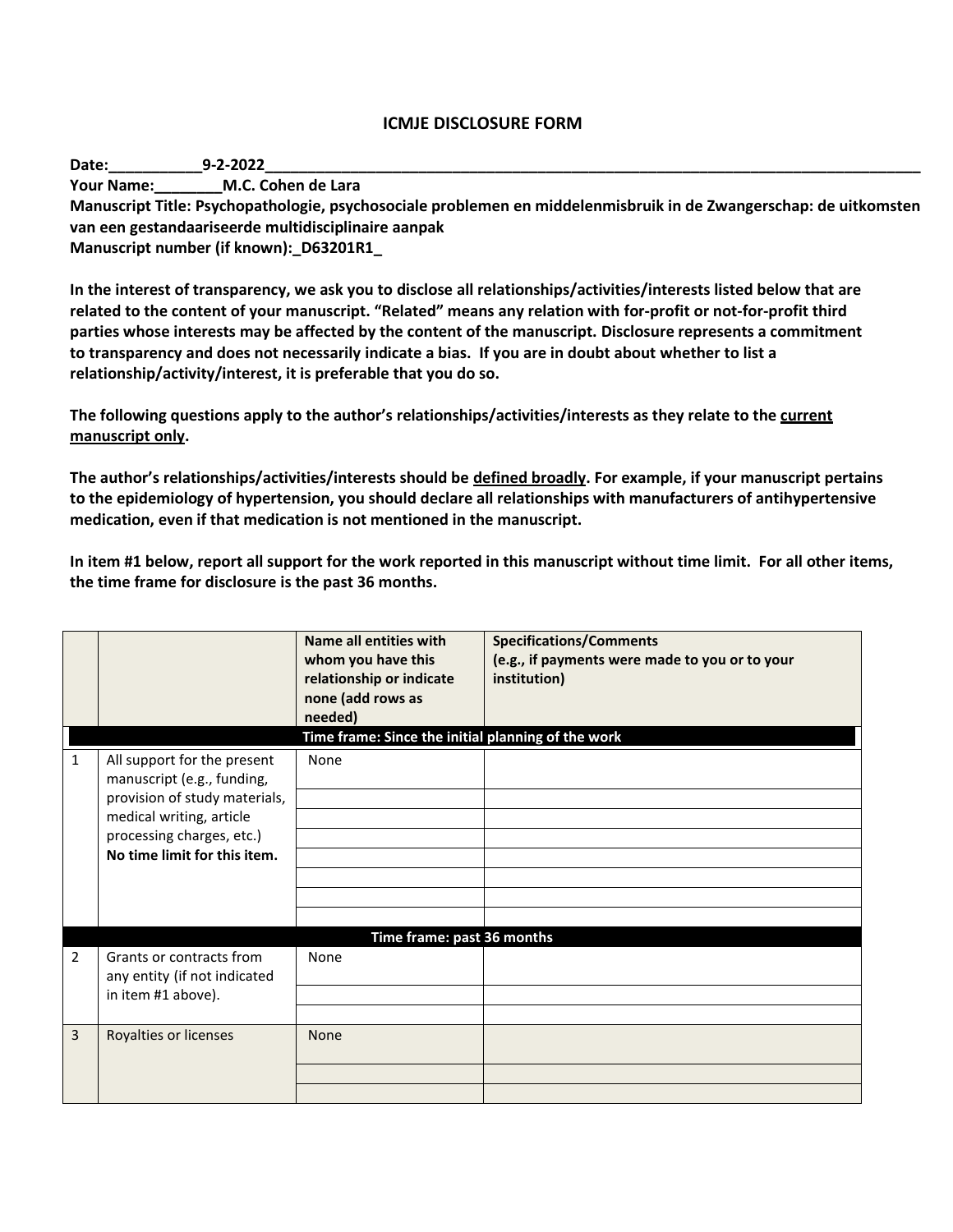# ICMJE DISCLOSURE FORM

**Date:\_\_\_\_\_\_\_\_\_\_\_9-2-2022\_\_\_\_\_\_\_\_\_\_\_\_\_\_\_\_\_\_\_\_\_\_\_\_\_\_\_\_\_\_\_\_\_\_\_\_\_\_\_\_\_\_\_\_\_\_\_\_\_\_\_\_\_\_\_\_\_\_\_\_\_\_\_\_\_\_\_\_\_\_\_\_\_\_\_\_\_\_\_\_**
**Your Name:\_\_\_\_\_\_\_\_M.C. Cohen de Lara**
**Manuscript Title: Psychopathologie, psychosociale problemen en middelenmisbruik in de Zwangerschap: de uitkomsten van een gestandaariseerde multidisciplinaire aanpak**
**Manuscript number (if known):\_D63201R1\_**

**In the interest of transparency, we ask you to disclose all relationships/activities/interests listed below that are related to the content of your manuscript. "Related" means any relation with for-profit or not-for-profit third parties whose interests may be affected by the content of the manuscript. Disclosure represents a commitment to transparency and does not necessarily indicate a bias. If you are in doubt about whether to list a relationship/activity/interest, it is preferable that you do so.**

**The following questions apply to the author's relationships/activities/interests as they relate to the <u>current manuscript only</u>.**

**The author's relationships/activities/interests should be <u>defined broadly</u>. For example, if your manuscript pertains to the epidemiology of hypertension, you should declare all relationships with manufacturers of antihypertensive medication, even if that medication is not mentioned in the manuscript.**

**In item #1 below, report all support for the work reported in this manuscript without time limit. For all other items, the time frame for disclosure is the past 36 months.**

| | | **Name all entities with whom you have this relationship or indicate none (add rows as needed)** | **Specifications/Comments (e.g., if payments were made to you or to your institution)** |
|---|---|---|---|
| | | **Time frame: Since the initial planning of the work** | |
| 1 | All support for the present manuscript (e.g., funding, provision of study materials, medical writing, article processing charges, etc.) **No time limit for this item.** | None | |
| | | | |
| | | | |
| | | | |
| | | | |
| | | | |
| | | | |
| | | | |
| | | **Time frame: past 36 months** | |
| 2 | Grants or contracts from any entity (if not indicated in item #1 above). | None | |
| | | | |
| | | | |
| 3 | Royalties or licenses | None | |
| | | | |
| | | | |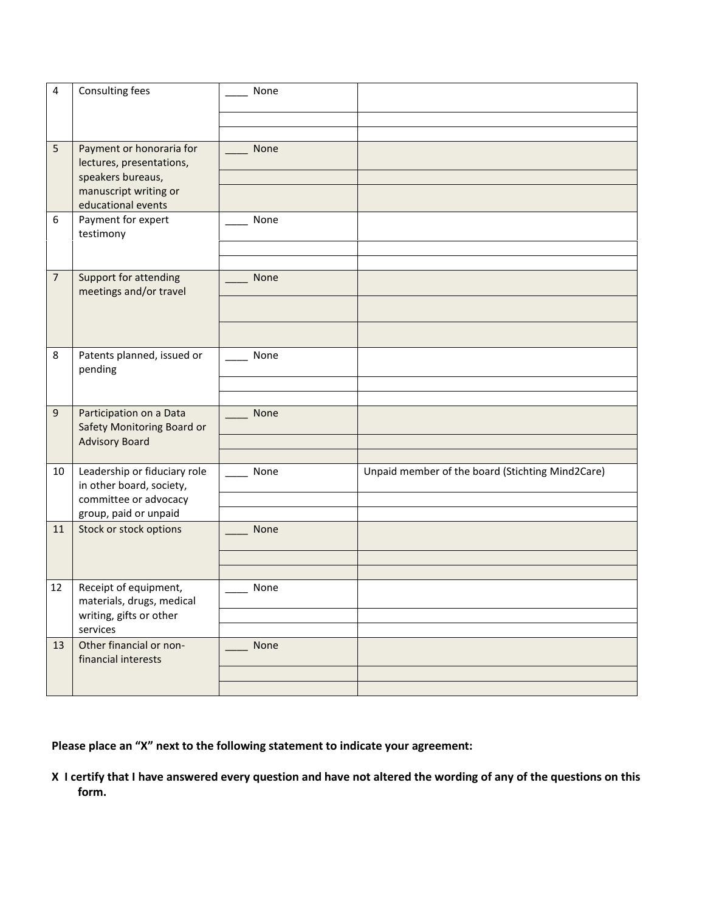| | | | |
|---|---|---|---|
| 4 | Consulting fees | ____ None | |
| | | | |
| | | | |
| 5 | Payment or honoraria for lectures, presentations, speakers bureaus, manuscript writing or educational events | ____ None | |
| | | | |
| | | | |
| 6 | Payment for expert testimony | ____ None | |
| | | | |
| | | | |
| 7 | Support for attending meetings and/or travel | ____ None | |
| | | | |
| | | | |
| 8 | Patents planned, issued or pending | ____ None | |
| | | | |
| | | | |
| 9 | Participation on a Data Safety Monitoring Board or Advisory Board | ____ None | |
| | | | |
| | | | |
| 10 | Leadership or fiduciary role in other board, society, committee or advocacy group, paid or unpaid | ____ None | Unpaid member of the board (Stichting Mind2Care) |
| | | | |
| | | | |
| 11 | Stock or stock options | ____ None | |
| | | | |
| | | | |
| 12 | Receipt of equipment, materials, drugs, medical writing, gifts or other services | ____ None | |
| | | | |
| | | | |
| 13 | Other financial or non-financial interests | ____ None | |
| | | | |
| | | | |

**Please place an "X" next to the following statement to indicate your agreement:**

**X I certify that I have answered every question and have not altered the wording of any of the questions on this form.**